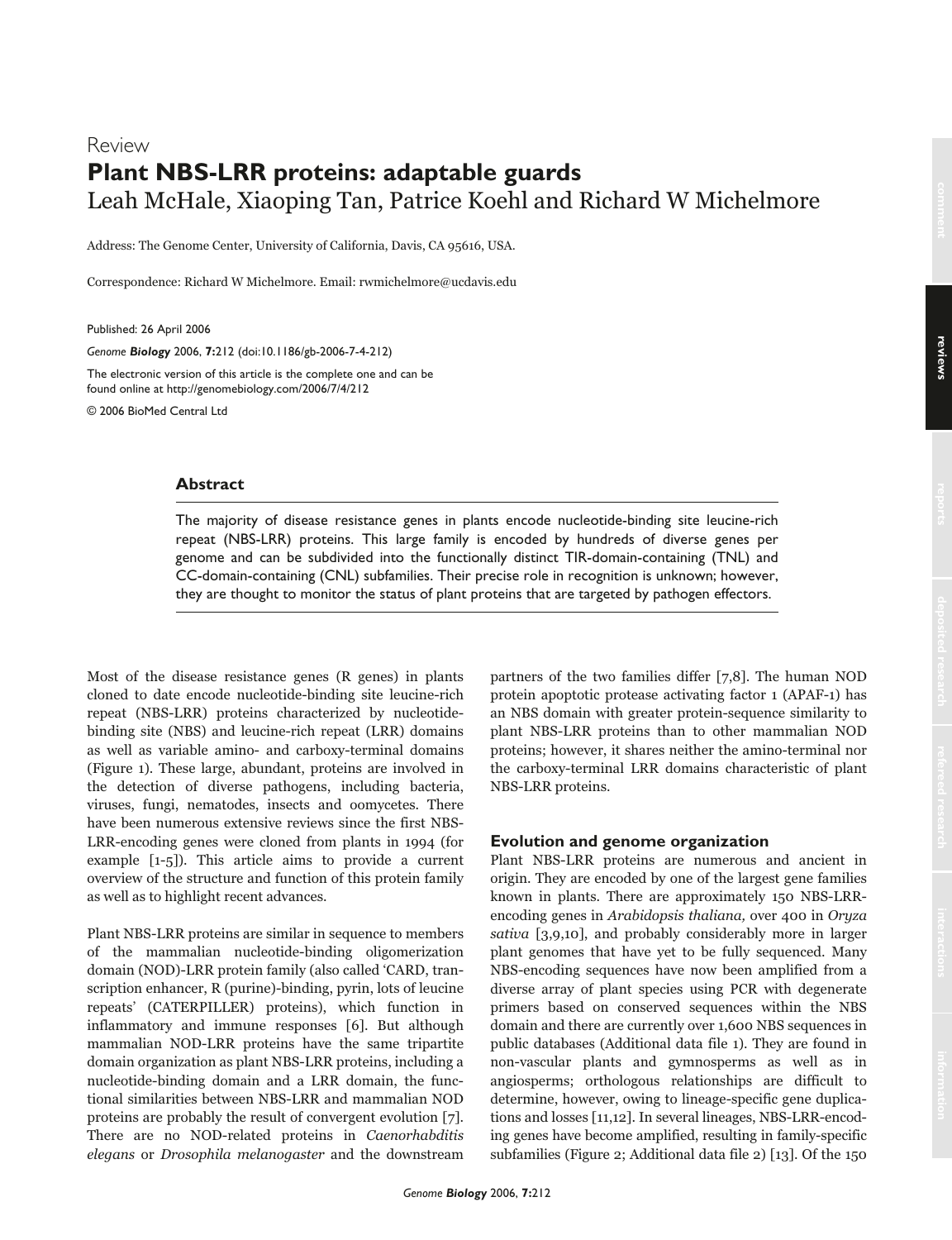Review

# Plant NBS-LRR proteins: adaptable guards

Leah McHale, Xiaoping Tan, Patrice Koehl and Richard W Michelmore

Address: The Genome Center, University of California, Davis, CA 95616, USA.

Correspondence: Richard W Michelmore. Email: rwmichelmore@ucdavis.edu

Published: 26 April 2006

*Genome* ***Biology*** 2006, **7:**212 (doi:10.1186/gb-2006-7-4-212)

The electronic version of this article is the complete one and can be found online at http://genomebiology.com/2006/7/4/212

© 2006 BioMed Central Ltd

## Abstract

The majority of disease resistance genes in plants encode nucleotide-binding site leucine-rich repeat (NBS-LRR) proteins. This large family is encoded by hundreds of diverse genes per genome and can be subdivided into the functionally distinct TIR-domain-containing (TNL) and CC-domain-containing (CNL) subfamilies. Their precise role in recognition is unknown; however, they are thought to monitor the status of plant proteins that are targeted by pathogen effectors.

Most of the disease resistance genes (R genes) in plants cloned to date encode nucleotide-binding site leucine-rich repeat (NBS-LRR) proteins characterized by nucleotide-binding site (NBS) and leucine-rich repeat (LRR) domains as well as variable amino- and carboxy-terminal domains (Figure 1). These large, abundant, proteins are involved in the detection of diverse pathogens, including bacteria, viruses, fungi, nematodes, insects and oomycetes. There have been numerous extensive reviews since the first NBS-LRR-encoding genes were cloned from plants in 1994 (for example [1-5]). This article aims to provide a current overview of the structure and function of this protein family as well as to highlight recent advances.

Plant NBS-LRR proteins are similar in sequence to members of the mammalian nucleotide-binding oligomerization domain (NOD)-LRR protein family (also called 'CARD, transcription enhancer, R (purine)-binding, pyrin, lots of leucine repeats' (CATERPILLER) proteins), which function in inflammatory and immune responses [6]. But although mammalian NOD-LRR proteins have the same tripartite domain organization as plant NBS-LRR proteins, including a nucleotide-binding domain and a LRR domain, the functional similarities between NBS-LRR and mammalian NOD proteins are probably the result of convergent evolution [7]. There are no NOD-related proteins in *Caenorhabditis elegans* or *Drosophila melanogaster* and the downstream partners of the two families differ [7,8]. The human NOD protein apoptotic protease activating factor 1 (APAF-1) has an NBS domain with greater protein-sequence similarity to plant NBS-LRR proteins than to other mammalian NOD proteins; however, it shares neither the amino-terminal nor the carboxy-terminal LRR domains characteristic of plant NBS-LRR proteins.

## Evolution and genome organization

Plant NBS-LRR proteins are numerous and ancient in origin. They are encoded by one of the largest gene families known in plants. There are approximately 150 NBS-LRR-encoding genes in *Arabidopsis thaliana,* over 400 in *Oryza sativa* [3,9,10], and probably considerably more in larger plant genomes that have yet to be fully sequenced. Many NBS-encoding sequences have now been amplified from a diverse array of plant species using PCR with degenerate primers based on conserved sequences within the NBS domain and there are currently over 1,600 NBS sequences in public databases (Additional data file 1). They are found in non-vascular plants and gymnosperms as well as in angiosperms; orthologous relationships are difficult to determine, however, owing to lineage-specific gene duplications and losses [11,12]. In several lineages, NBS-LRR-encoding genes have been amplified, resulting in family-specific subfamilies (Figure 2; Additional data file 2) [13]. Of the 150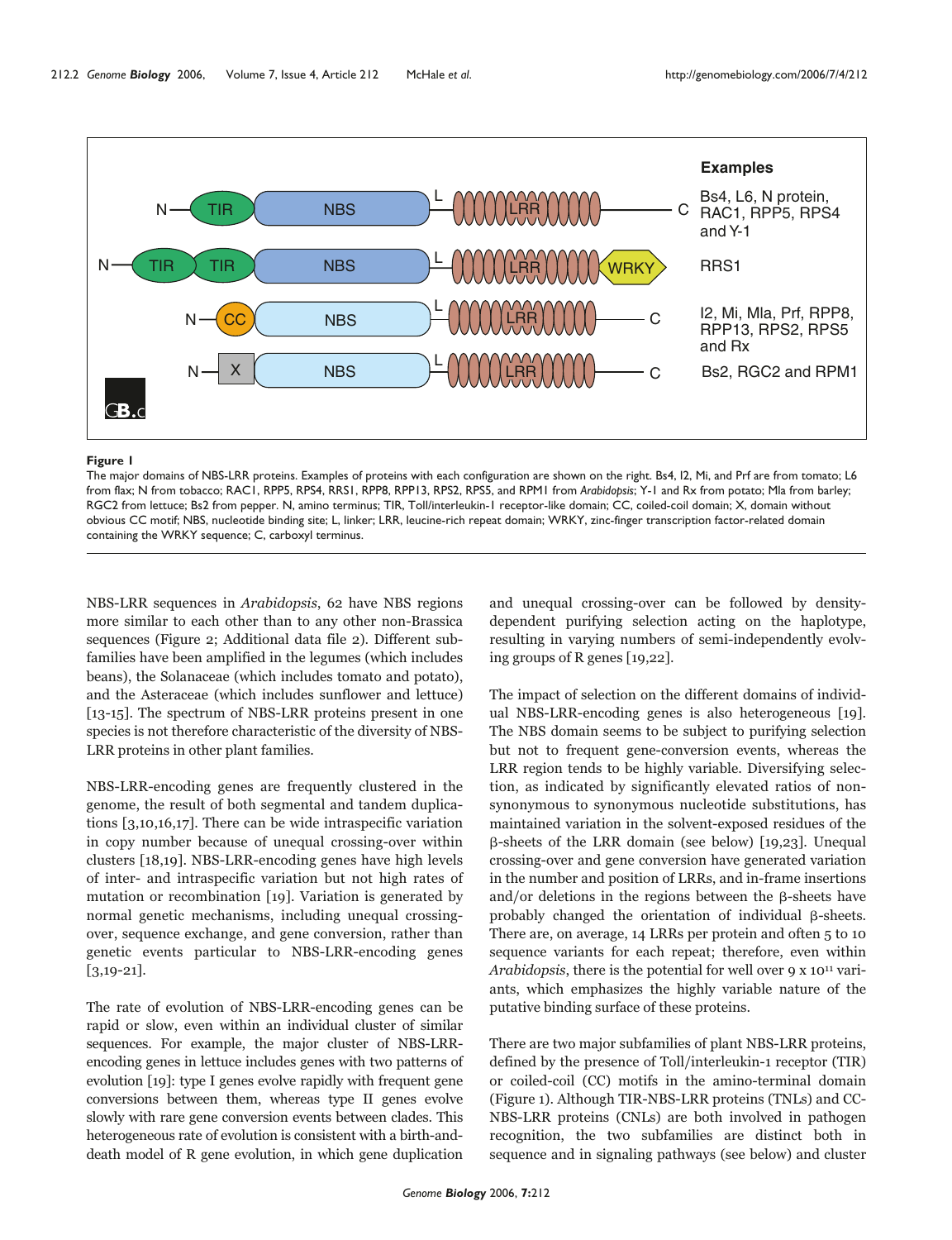**Figure 1**

The major domains of NBS-LRR proteins. Examples of proteins with each configuration are shown on the right. Bs4, I2, Mi, and Prf are from tomato; L6 from flax; N from tobacco; RAC1, RPP5, RPS4, RRS1, RPP8, RPP13, RPS2, RPS5, and RPM1 from *Arabidopsis*; Y-1 and Rx from potato; Mla from barley; RGC2 from lettuce; Bs2 from pepper. N, amino terminus; TIR, Toll/interleukin-1 receptor-like domain; CC, coiled-coil domain; X, domain without obvious CC motif; NBS, nucleotide binding site; L, linker; LRR, leucine-rich repeat domain; WRKY, zinc-finger transcription factor-related domain containing the WRKY sequence; C, carboxyl terminus.

NBS-LRR sequences in *Arabidopsis*, 62 have NBS regions more similar to each other than to any other non-Brassica sequences (Figure 2; Additional data file 2). Different subfamilies have been amplified in the legumes (which includes beans), the Solanaceae (which includes tomato and potato), and the Asteraceae (which includes sunflower and lettuce) [13-15]. The spectrum of NBS-LRR proteins present in one species is not therefore characteristic of the diversity of NBS-LRR proteins in other plant families.

NBS-LRR-encoding genes are frequently clustered in the genome, the result of both segmental and tandem duplications [3,10,16,17]. There can be wide intraspecific variation in copy number because of unequal crossing-over within clusters [18,19]. NBS-LRR-encoding genes have high levels of inter- and intraspecific variation but not high rates of mutation or recombination [19]. Variation is generated by normal genetic mechanisms, including unequal crossing-over, sequence exchange, and gene conversion, rather than genetic events particular to NBS-LRR-encoding genes [3,19-21].

The rate of evolution of NBS-LRR-encoding genes can be rapid or slow, even within an individual cluster of similar sequences. For example, the major cluster of NBS-LRR-encoding genes in lettuce includes genes with two patterns of evolution [19]: type I genes evolve rapidly with frequent gene conversions between them, whereas type II genes evolve slowly with rare gene conversion events between clades. This heterogeneous rate of evolution is consistent with a birth-and-death model of R gene evolution, in which gene duplication and unequal crossing-over can be followed by density-dependent purifying selection acting on the haplotype, resulting in varying numbers of semi-independently evolving groups of R genes [19,22].

The impact of selection on the different domains of individual NBS-LRR-encoding genes is also heterogeneous [19]. The NBS domain seems to be subject to purifying selection but not to frequent gene-conversion events, whereas the LRR region tends to be highly variable. Diversifying selection, as indicated by significantly elevated ratios of non-synonymous to synonymous nucleotide substitutions, has maintained variation in the solvent-exposed residues of the β-sheets of the LRR domain (see below) [19,23]. Unequal crossing-over and gene conversion have generated variation in the number and position of LRRs, and in-frame insertions and/or deletions in the regions between the β-sheets have probably changed the orientation of individual β-sheets. There are, on average, 14 LRRs per protein and often 5 to 10 sequence variants for each repeat; therefore, even within *Arabidopsis*, there is the potential for well over $9 \times 10^{11}$ variants, which emphasizes the highly variable nature of the putative binding surface of these proteins.

There are two major subfamilies of plant NBS-LRR proteins, defined by the presence of Toll/interleukin-1 receptor (TIR) or coiled-coil (CC) motifs in the amino-terminal domain (Figure 1). Although TIR-NBS-LRR proteins (TNLs) and CC-NBS-LRR proteins (CNLs) are both involved in pathogen recognition, the two subfamilies are distinct both in sequence and in signaling pathways (see below) and cluster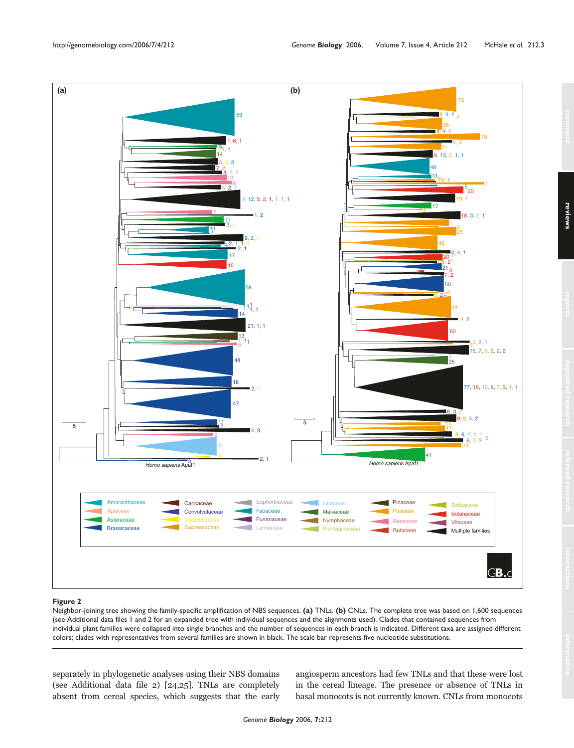**Figure 2**

Neighbor-joining tree showing the family-specific amplification of NBS sequences. **(a)** TNLs. **(b)** CNLs. The complete tree was based on 1,600 sequences (see Additional data files 1 and 2 for an expanded tree with individual sequences and the alignments used). Clades that contained sequences from individual plant families were collapsed into single branches and the number of sequences in each branch is indicated. Different taxa are assigned different colors; clades with representatives from several families are shown in black. The scale bar represents five nucleotide substitutions.

separately in phylogenetic analyses using their NBS domains (see Additional data file 2) [24,25]. TNLs are completely absent from cereal species, which suggests that the early angiosperm ancestors had few TNLs and that these were lost in the cereal lineage. The presence or absence of TNLs in basal monocots is not currently known. CNLs from monocots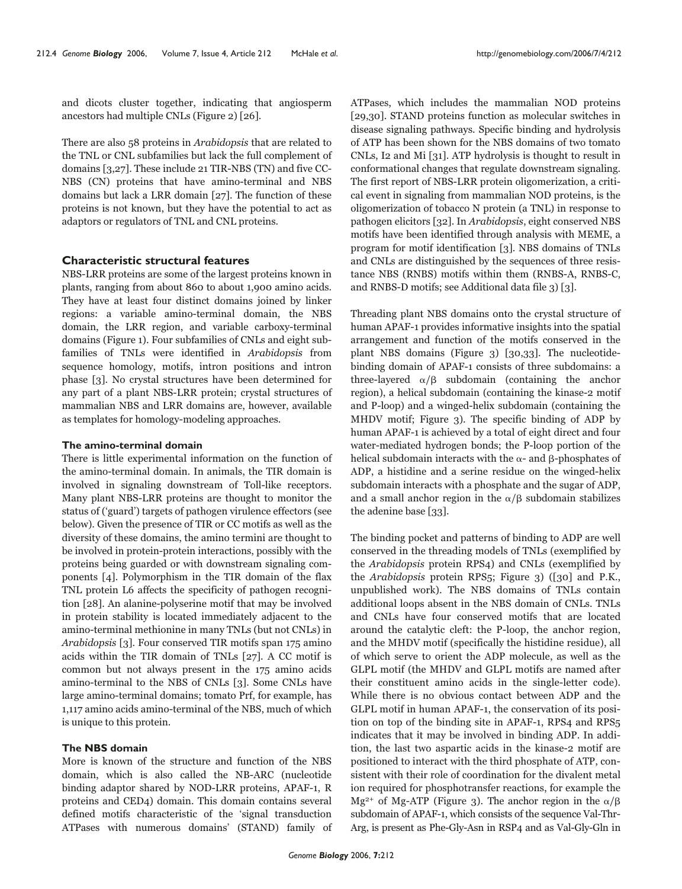and dicots cluster together, indicating that angiosperm ancestors had multiple CNLs (Figure 2) [26].

There are also 58 proteins in *Arabidopsis* that are related to the TNL or CNL subfamilies but lack the full complement of domains [3,27]. These include 21 TIR-NBS (TN) and five CC-NBS (CN) proteins that have amino-terminal and NBS domains but lack a LRR domain [27]. The function of these proteins is not known, but they have the potential to act as adaptors or regulators of TNL and CNL proteins.

## Characteristic structural features

NBS-LRR proteins are some of the largest proteins known in plants, ranging from about 860 to about 1,900 amino acids. They have at least four distinct domains joined by linker regions: a variable amino-terminal domain, the NBS domain, the LRR region, and variable carboxy-terminal domains (Figure 1). Four subfamilies of CNLs and eight subfamilies of TNLs were identified in *Arabidopsis* from sequence homology, motifs, intron positions and intron phase [3]. No crystal structures have been determined for any part of a plant NBS-LRR protein; crystal structures of mammalian NBS and LRR domains are, however, available as templates for homology-modeling approaches.

### The amino-terminal domain

There is little experimental information on the function of the amino-terminal domain. In animals, the TIR domain is involved in signaling downstream of Toll-like receptors. Many plant NBS-LRR proteins are thought to monitor the status of ('guard') targets of pathogen virulence effectors (see below). Given the presence of TIR or CC motifs as well as the diversity of these domains, the amino termini are thought to be involved in protein-protein interactions, possibly with the proteins being guarded or with downstream signaling components [4]. Polymorphism in the TIR domain of the flax TNL protein L6 affects the specificity of pathogen recognition [28]. An alanine-polyserine motif that may be involved in protein stability is located immediately adjacent to the amino-terminal methionine in many TNLs (but not CNLs) in *Arabidopsis* [3]. Four conserved TIR motifs span 175 amino acids within the TIR domain of TNLs [27]. A CC motif is common but not always present in the 175 amino acids amino-terminal to the NBS of CNLs [3]. Some CNLs have large amino-terminal domains; tomato Prf, for example, has 1,117 amino acids amino-terminal of the NBS, much of which is unique to this protein.

### The NBS domain

More is known of the structure and function of the NBS domain, which is also called the NB-ARC (nucleotide binding adaptor shared by NOD-LRR proteins, APAF-1, R proteins and CED4) domain. This domain contains several defined motifs characteristic of the 'signal transduction ATPases with numerous domains' (STAND) family of ATPases, which includes the mammalian NOD proteins [29,30]. STAND proteins function as molecular switches in disease signaling pathways. Specific binding and hydrolysis of ATP has been shown for the NBS domains of two tomato CNLs, I2 and Mi [31]. ATP hydrolysis is thought to result in conformational changes that regulate downstream signaling. The first report of NBS-LRR protein oligomerization, a critical event in signaling from mammalian NOD proteins, is the oligomerization of tobacco N protein (a TNL) in response to pathogen elicitors [32]. In *Arabidopsis*, eight conserved NBS motifs have been identified through analysis with MEME, a program for motif identification [3]. NBS domains of TNLs and CNLs are distinguished by the sequences of three resistance NBS (RNBS) motifs within them (RNBS-A, RNBS-C, and RNBS-D motifs; see Additional data file 3) [3].

Threading plant NBS domains onto the crystal structure of human APAF-1 provides informative insights into the spatial arrangement and function of the motifs conserved in the plant NBS domains (Figure 3) [30,33]. The nucleotide-binding domain of APAF-1 consists of three subdomains: a three-layered $\alpha/\beta$ subdomain (containing the anchor region), a helical subdomain (containing the kinase-2 motif and P-loop) and a winged-helix subdomain (containing the MHDV motif; Figure 3). The specific binding of ADP by human APAF-1 is achieved by a total of eight direct and four water-mediated hydrogen bonds; the P-loop portion of the helical subdomain interacts with the $\alpha$- and $\beta$-phosphates of ADP, a histidine and a serine residue on the winged-helix subdomain interacts with a phosphate and the sugar of ADP, and a small anchor region in the $\alpha/\beta$ subdomain stabilizes the adenine base [33].

The binding pocket and patterns of binding to ADP are well conserved in the threading models of TNLs (exemplified by the *Arabidopsis* protein RPS4) and CNLs (exemplified by the *Arabidopsis* protein RPS5; Figure 3) ([30] and P.K., unpublished work). The NBS domains of TNLs contain additional loops absent in the NBS domain of CNLs. TNLs and CNLs have four conserved motifs that are located around the catalytic cleft: the P-loop, the anchor region, and the MHDV motif (specifically the histidine residue), all of which serve to orient the ADP molecule, as well as the GLPL motif (the MHDV and GLPL motifs are named after their constituent amino acids in the single-letter code). While there is no obvious contact between ADP and the GLPL motif in human APAF-1, the conservation of its position on top of the binding site in APAF-1, RPS4 and RPS5 indicates that it may be involved in binding ADP. In addition, the last two aspartic acids in the kinase-2 motif are positioned to interact with the third phosphate of ATP, consistent with their role of coordination for the divalent metal ion required for phosphotransfer reactions, for example the $Mg^{2+}$ of Mg-ATP (Figure 3). The anchor region in the $\alpha/\beta$ subdomain of APAF-1, which consists of the sequence Val-Thr-Arg, is present as Phe-Gly-Asn in RSP4 and as Val-Gly-Gln in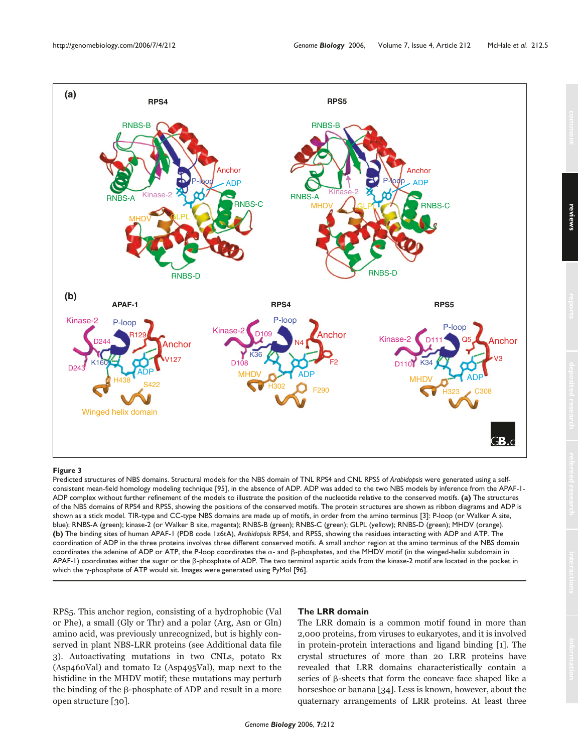**Figure 3**

Predicted structures of NBS domains. Structural models for the NBS domain of TNL RPS4 and CNL RPS5 of *Arabidopsis* were generated using a self-consistent mean-field homology modeling technique [95], in the absence of ADP. ADP was added to the two NBS models by inference from the APAF-1-ADP complex without further refinement of the models to illustrate the position of the nucleotide relative to the conserved motifs. **(a)** The structures of the NBS domains of RPS4 and RPS5, showing the positions of the conserved motifs. The protein structures are shown as ribbon diagrams and ADP is shown as a stick model. TIR-type and CC-type NBS domains are made up of motifs, in order from the amino terminus [3]: P-loop (or Walker A site, blue); RNBS-A (green); kinase-2 (or Walker B site, magenta); RNBS-B (green); RNBS-C (green); GLPL (yellow); RNBS-D (green); MHDV (orange). **(b)** The binding sites of human APAF-1 (PDB code 1z6tA), *Arabidopsis* RPS4, and RPS5, showing the residues interacting with ADP and ATP. The coordination of ADP in the three proteins involves three different conserved motifs. A small anchor region at the amino terminus of the NBS domain coordinates the adenine of ADP or ATP, the P-loop coordinates the α- and β-phosphates, and the MHDV motif (in the winged-helix subdomain in APAF-1) coordinates either the sugar or the β-phosphate of ADP. The two terminal aspartic acids from the kinase-2 motif are located in the pocket in which the γ-phosphate of ATP would sit. Images were generated using PyMol [96].

RPS5. This anchor region, consisting of a hydrophobic (Val or Phe), a small (Gly or Thr) and a polar (Arg, Asn or Gln) amino acid, was previously unrecognized, but is highly conserved in plant NBS-LRR proteins (see Additional data file 3). Autoactivating mutations in two CNLs, potato Rx (Asp460Val) and tomato I2 (Asp495Val), map next to the histidine in the MHDV motif; these mutations may perturb the binding of the β-phosphate of ADP and result in a more open structure [30].

### The LRR domain

The LRR domain is a common motif found in more than 2,000 proteins, from viruses to eukaryotes, and it is involved in protein-protein interactions and ligand binding [1]. The crystal structures of more than 20 LRR proteins have revealed that LRR domains characteristically contain a series of β-sheets that form the concave face shaped like a horseshoe or banana [34]. Less is known, however, about the quaternary arrangements of LRR proteins. At least three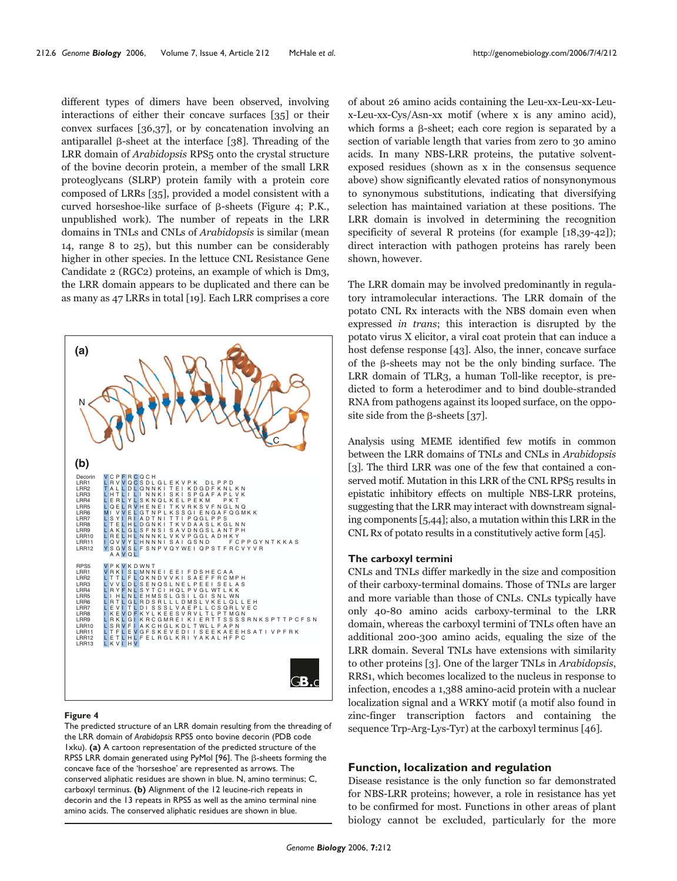different types of dimers have been observed, involving interactions of either their concave surfaces [35] or their convex surfaces [36,37], or by concatenation involving an antiparallel β-sheet at the interface [38]. Threading of the LRR domain of *Arabidopsis* RPS5 onto the crystal structure of the bovine decorin protein, a member of the small LRR proteoglycans (SLRP) protein family with a protein core composed of LRRs [35], provided a model consistent with a curved horseshoe-like surface of β-sheets (Figure 4; P.K., unpublished work). The number of repeats in the LRR domains in TNLs and CNLs of *Arabidopsis* is similar (mean 14, range 8 to 25), but this number can be considerably higher in other species. In the lettuce CNL Resistance Gene Candidate 2 (RGC2) proteins, an example of which is Dm3, the LRR domain appears to be duplicated and there can be as many as 47 LRRs in total [19]. Each LRR comprises a core of about 26 amino acids containing the Leu-xx-Leu-xx-Leu-x-Leu-xx-Cys/Asn-xx motif (where x is any amino acid), which forms a β-sheet; each core region is separated by a section of variable length that varies from zero to 30 amino acids. In many NBS-LRR proteins, the putative solvent-exposed residues (shown as x in the consensus sequence above) show significantly elevated ratios of nonsynonymous to synonymous substitutions, indicating that diversifying selection has maintained variation at these positions. The LRR domain is involved in determining the recognition specificity of several R proteins (for example [18,39-42]); direct interaction with pathogen proteins has rarely been shown, however.

**Figure 4**

The predicted structure of an LRR domain resulting from the threading of the LRR domain of *Arabidopsis* RPS5 onto bovine decorin (PDB code 1xku). **(a)** A cartoon representation of the predicted structure of the RPS5 LRR domain generated using PyMol [96]. The β-sheets forming the concave face of the 'horseshoe' are represented as arrows. The conserved aliphatic residues are shown in blue. N, amino terminus; C, carboxyl terminus. **(b)** Alignment of the 12 leucine-rich repeats in decorin and the 13 repeats in RPS5 as well as the amino terminal nine amino acids. The conserved aliphatic residues are shown in blue.

The LRR domain may be involved predominantly in regulatory intramolecular interactions. The LRR domain of the potato CNL Rx interacts with the NBS domain even when expressed *in trans*; this interaction is disrupted by the potato virus X elicitor, a viral coat protein that can induce a host defense response [43]. Also, the inner, concave surface of the β-sheets may not be the only binding surface. The LRR domain of TLR3, a human Toll-like receptor, is predicted to form a heterodimer and to bind double-stranded RNA from pathogens against its looped surface, on the opposite side from the β-sheets [37].

Analysis using MEME identified few motifs in common between the LRR domains of TNLs and CNLs in *Arabidopsis* [3]. The third LRR was one of the few that contained a conserved motif. Mutation in this LRR of the CNL RPS5 results in epistatic inhibitory effects on multiple NBS-LRR proteins, suggesting that the LRR may interact with downstream signaling components [5,44]; also, a mutation within this LRR in the CNL Rx of potato results in a constitutively active form [45].

### The carboxyl termini

CNLs and TNLs differ markedly in the size and composition of their carboxy-terminal domains. Those of TNLs are larger and more variable than those of CNLs. CNLs typically have only 40-80 amino acids carboxy-terminal to the LRR domain, whereas the carboxyl termini of TNLs often have an additional 200-300 amino acids, equaling the size of the LRR domain. Several TNLs have extensions with similarity to other proteins [3]. One of the larger TNLs in *Arabidopsis*, RRS1, which becomes localized to the nucleus in response to infection, encodes a 1,388 amino-acid protein with a nuclear localization signal and a WRKY motif (a motif also found in zinc-finger transcription factors and containing the sequence Trp-Arg-Lys-Tyr) at the carboxyl terminus [46].

## Function, localization and regulation

Disease resistance is the only function so far demonstrated for NBS-LRR proteins; however, a role in resistance has yet to be confirmed for most. Functions in other areas of plant biology cannot be excluded, particularly for the more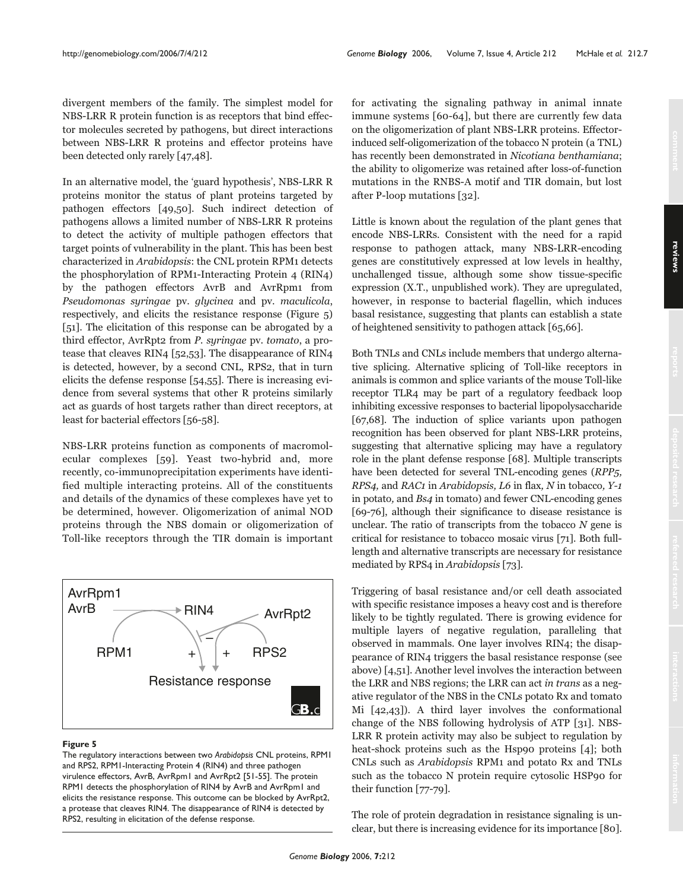divergent members of the family. The simplest model for NBS-LRR R protein function is as receptors that bind effector molecules secreted by pathogens, but direct interactions between NBS-LRR R proteins and effector proteins have been detected only rarely [47,48].

In an alternative model, the 'guard hypothesis', NBS-LRR R proteins monitor the status of plant proteins targeted by pathogen effectors [49,50]. Such indirect detection of pathogens allows a limited number of NBS-LRR R proteins to detect the activity of multiple pathogen effectors that target points of vulnerability in the plant. This has been best characterized in *Arabidopsis*: the CNL protein RPM1 detects the phosphorylation of RPM1-Interacting Protein 4 (RIN4) by the pathogen effectors AvrB and AvrRpm1 from *Pseudomonas syringae* pv. *glycinea* and pv. *maculicola*, respectively, and elicits the resistance response (Figure 5) [51]. The elicitation of this response can be abrogated by a third effector, AvrRpt2 from *P. syringae* pv. *tomato*, a protease that cleaves RIN4 [52,53]. The disappearance of RIN4 is detected, however, by a second CNL, RPS2, that in turn elicits the defense response [54,55]. There is increasing evidence from several systems that other R proteins similarly act as guards of host targets rather than direct receptors, at least for bacterial effectors [56-58].

NBS-LRR proteins function as components of macromolecular complexes [59]. Yeast two-hybrid and, more recently, co-immunoprecipitation experiments have identified multiple interacting proteins. All of the constituents and details of the dynamics of these complexes have yet to be determined, however. Oligomerization of animal NOD proteins through the NBS domain or oligomerization of Toll-like receptors through the TIR domain is important for activating the signaling pathway in animal innate immune systems [60-64], but there are currently few data on the oligomerization of plant NBS-LRR proteins. Effector-induced self-oligomerization of the tobacco N protein (a TNL) has recently been demonstrated in *Nicotiana benthamiana*; the ability to oligomerize was retained after loss-of-function mutations in the RNBS-A motif and TIR domain, but lost after P-loop mutations [32].

**Figure 5**

The regulatory interactions between two *Arabidopsis* CNL proteins, RPM1 and RPS2, RPM1-Interacting Protein 4 (RIN4) and three pathogen virulence effectors, AvrB, AvrRpm1 and AvrRpt2 [51-55]. The protein RPM1 detects the phosphorylation of RIN4 by AvrB and AvrRpm1 and elicits the resistance response. This outcome can be blocked by AvrRpt2, a protease that cleaves RIN4. The disappearance of RIN4 is detected by RPS2, resulting in elicitation of the defense response.

Little is known about the regulation of the plant genes that encode NBS-LRRs. Consistent with the need for a rapid response to pathogen attack, many NBS-LRR-encoding genes are constitutively expressed at low levels in healthy, unchallenged tissue, although some show tissue-specific expression (X.T., unpublished work). They are upregulated, however, in response to bacterial flagellin, which induces basal resistance, suggesting that plants can establish a state of heightened sensitivity to pathogen attack [65,66].

Both TNLs and CNLs include members that undergo alternative splicing. Alternative splicing of Toll-like receptors in animals is common and splice variants of the mouse Toll-like receptor TLR4 may be part of a regulatory feedback loop inhibiting excessive responses to bacterial lipopolysaccharide [67,68]. The induction of splice variants upon pathogen recognition has been observed for plant NBS-LRR proteins, suggesting that alternative splicing may have a regulatory role in the plant defense response [68]. Multiple transcripts have been detected for several TNL-encoding genes (*RPP5, RPS4,* and *RAC1* in *Arabidopsis, L6* in flax*, N* in tobacco*, Y-1* in potato*,* and *Bs4* in tomato) and fewer CNL-encoding genes [69-76], although their significance to disease resistance is unclear. The ratio of transcripts from the tobacco *N* gene is critical for resistance to tobacco mosaic virus [71]. Both full-length and alternative transcripts are necessary for resistance mediated by RPS4 in *Arabidopsis* [73].

Triggering of basal resistance and/or cell death associated with specific resistance imposes a heavy cost and is therefore likely to be tightly regulated. There is growing evidence for multiple layers of negative regulation, paralleling that observed in mammals. One layer involves RIN4; the disappearance of RIN4 triggers the basal resistance response (see above) [4,51]. Another level involves the interaction between the LRR and NBS regions; the LRR can act *in trans* as a negative regulator of the NBS in the CNLs potato Rx and tomato Mi [42,43]). A third layer involves the conformational change of the NBS following hydrolysis of ATP [31]. NBS-LRR R protein activity may also be subject to regulation by heat-shock proteins such as the Hsp90 proteins [4]; both CNLs such as *Arabidopsis* RPM1 and potato Rx and TNLs such as the tobacco N protein require cytosolic HSP90 for their function [77-79].

The role of protein degradation in resistance signaling is unclear, but there is increasing evidence for its importance [80].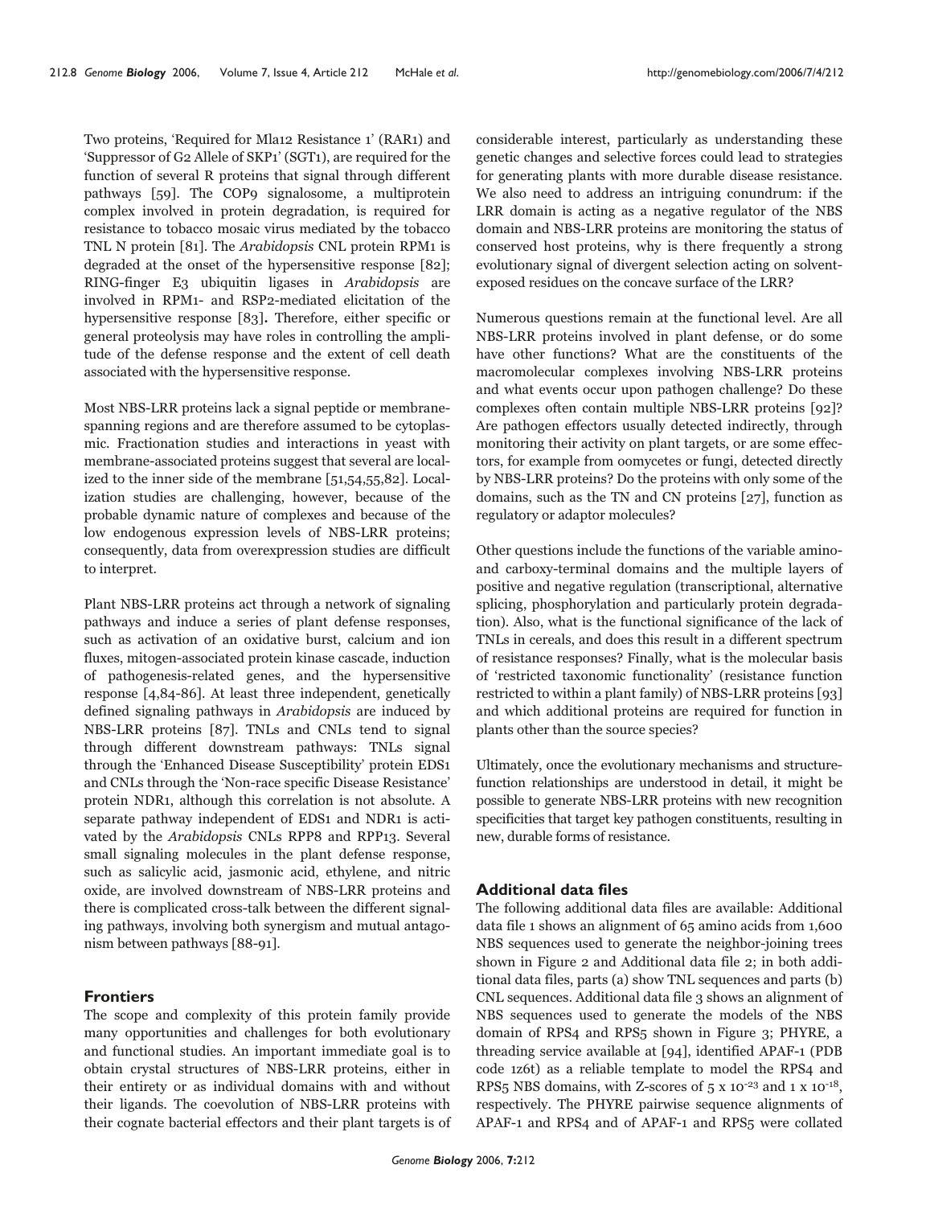Two proteins, 'Required for Mla12 Resistance 1' (RAR1) and 'Suppressor of G2 Allele of SKP1' (SGT1), are required for the function of several R proteins that signal through different pathways [59]. The COP9 signalosome, a multiprotein complex involved in protein degradation, is required for resistance to tobacco mosaic virus mediated by the tobacco TNL N protein [81]. The *Arabidopsis* CNL protein RPM1 is degraded at the onset of the hypersensitive response [82]; RING-finger E3 ubiquitin ligases in *Arabidopsis* are involved in RPM1- and RSP2-mediated elicitation of the hypersensitive response [83]. Therefore, either specific or general proteolysis may have roles in controlling the amplitude of the defense response and the extent of cell death associated with the hypersensitive response.

Most NBS-LRR proteins lack a signal peptide or membrane-spanning regions and are therefore assumed to be cytoplasmic. Fractionation studies and interactions in yeast with membrane-associated proteins suggest that several are localized to the inner side of the membrane [51,54,55,82]. Localization studies are challenging, however, because of the probable dynamic nature of complexes and because of the low endogenous expression levels of NBS-LRR proteins; consequently, data from overexpression studies are difficult to interpret.

Plant NBS-LRR proteins act through a network of signaling pathways and induce a series of plant defense responses, such as activation of an oxidative burst, calcium and ion fluxes, mitogen-associated protein kinase cascade, induction of pathogenesis-related genes, and the hypersensitive response [4,84-86]. At least three independent, genetically defined signaling pathways in *Arabidopsis* are induced by NBS-LRR proteins [87]. TNLs and CNLs tend to signal through different downstream pathways: TNLs signal through the 'Enhanced Disease Susceptibility' protein EDS1 and CNLs through the 'Non-race specific Disease Resistance' protein NDR1, although this correlation is not absolute. A separate pathway independent of EDS1 and NDR1 is activated by the *Arabidopsis* CNLs RPP8 and RPP13. Several small signaling molecules in the plant defense response, such as salicylic acid, jasmonic acid, ethylene, and nitric oxide, are involved downstream of NBS-LRR proteins and there is complicated cross-talk between the different signaling pathways, involving both synergism and mutual antagonism between pathways [88-91].

## Frontiers

The scope and complexity of this protein family provide many opportunities and challenges for both evolutionary and functional studies. An important immediate goal is to obtain crystal structures of NBS-LRR proteins, either in their entirety or as individual domains with and without their ligands. The coevolution of NBS-LRR proteins with their cognate bacterial effectors and their plant targets is of considerable interest, particularly as understanding these genetic changes and selective forces could lead to strategies for generating plants with more durable disease resistance. We also need to address an intriguing conundrum: if the LRR domain is acting as a negative regulator of the NBS domain and NBS-LRR proteins are monitoring the status of conserved host proteins, why is there frequently a strong evolutionary signal of divergent selection acting on solvent-exposed residues on the concave surface of the LRR?

Numerous questions remain at the functional level. Are all NBS-LRR proteins involved in plant defense, or do some have other functions? What are the constituents of the macromolecular complexes involving NBS-LRR proteins and what events occur upon pathogen challenge? Do these complexes often contain multiple NBS-LRR proteins [92]? Are pathogen effectors usually detected indirectly, through monitoring their activity on plant targets, or are some effectors, for example from oomycetes or fungi, detected directly by NBS-LRR proteins? Do the proteins with only some of the domains, such as the TN and CN proteins [27], function as regulatory or adaptor molecules?

Other questions include the functions of the variable amino- and carboxy-terminal domains and the multiple layers of positive and negative regulation (transcriptional, alternative splicing, phosphorylation and particularly protein degradation). Also, what is the functional significance of the lack of TNLs in cereals, and does this result in a different spectrum of resistance responses? Finally, what is the molecular basis of 'restricted taxonomic functionality' (resistance function restricted to within a plant family) of NBS-LRR proteins [93] and which additional proteins are required for function in plants other than the source species?

Ultimately, once the evolutionary mechanisms and structure-function relationships are understood in detail, it might be possible to generate NBS-LRR proteins with new recognition specificities that target key pathogen constituents, resulting in new, durable forms of resistance.

## Additional data files

The following additional data files are available: Additional data file 1 shows an alignment of 65 amino acids from 1,600 NBS sequences used to generate the neighbor-joining trees shown in Figure 2 and Additional data file 2; in both additional data files, parts (a) show TNL sequences and parts (b) CNL sequences. Additional data file 3 shows an alignment of NBS sequences used to generate the models of the NBS domain of RPS4 and RPS5 shown in Figure 3; PHYRE, a threading service available at [94], identified APAF-1 (PDB code 1z6t) as a reliable template to model the RPS4 and RPS5 NBS domains, with Z-scores of $5 \times 10^{-23}$ and $1 \times 10^{-18}$, respectively. The PHYRE pairwise sequence alignments of APAF-1 and RPS4 and of APAF-1 and RPS5 were collated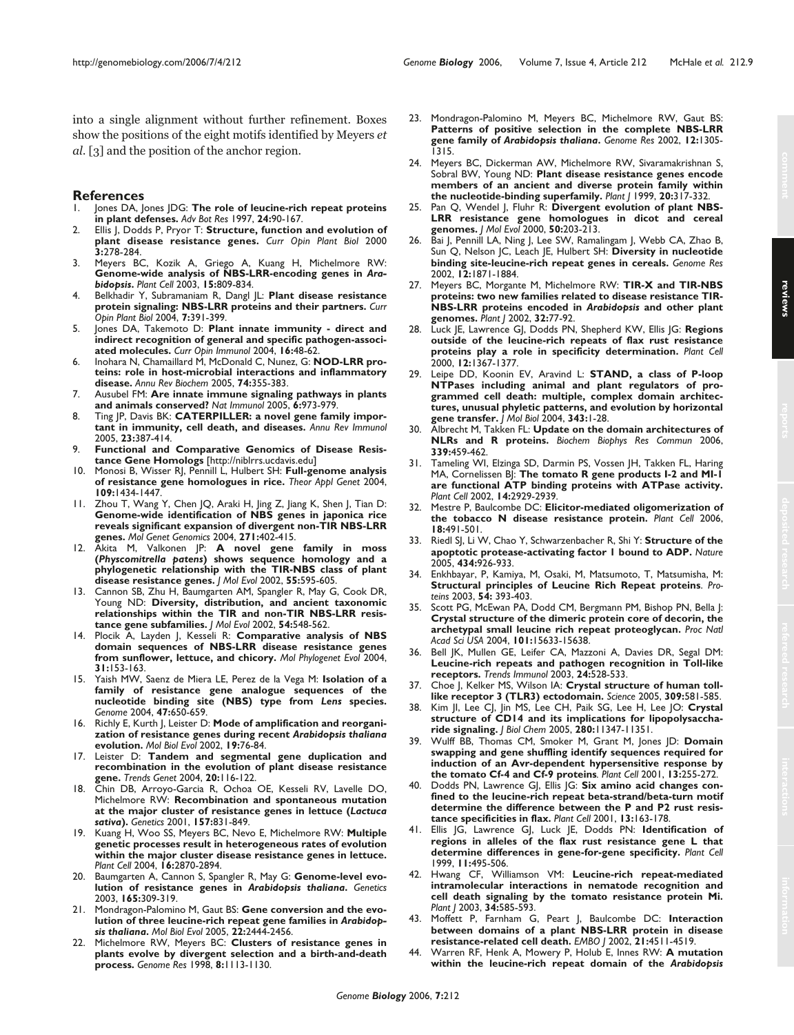into a single alignment without further refinement. Boxes show the positions of the eight motifs identified by Meyers *et al*. [3] and the position of the anchor region.

## References

1. Jones DA, Jones JDG: **The role of leucine-rich repeat proteins in plant defenses.** *Adv Bot Res* 1997, **24:**90-167.
2. Ellis J, Dodds P, Pryor T: **Structure, function and evolution of plant disease resistance genes.** *Curr Opin Plant Biol* 2000 **3:**278-284.
3. Meyers BC, Kozik A, Griego A, Kuang H, Michelmore RW: **Genome-wide analysis of NBS-LRR-encoding genes in *Arabidopsis*.** *Plant Cell* 2003, **15:**809-834.
4. Belkhadir Y, Subramaniam R, Dangl JL: **Plant disease resistance protein signaling: NBS-LRR proteins and their partners.** *Curr Opin Plant Biol* 2004, **7:**391-399.
5. Jones DA, Takemoto D: **Plant innate immunity - direct and indirect recognition of general and specific pathogen-associated molecules.** *Curr Opin Immunol* 2004, **16:**48-62.
6. Inohara N, Chamaillard M, McDonald C, Nunez, G: **NOD-LRR proteins: role in host-microbial interactions and inflammatory disease.** *Annu Rev Biochem* 2005, **74:**355-383.
7. Ausubel FM: **Are innate immune signaling pathways in plants and animals conserved?** *Nat Immunol* 2005, **6:**973-979.
8. Ting JP, Davis BK: **CATERPILLER: a novel gene family important in immunity, cell death, and diseases.** *Annu Rev Immunol* 2005, **23:**387-414.
9. **Functional and Comparative Genomics of Disease Resistance Gene Homologs** [http://niblrrs.ucdavis.edu]
10. Monosi B, Wisser RJ, Pennill L, Hulbert SH: **Full-genome analysis of resistance gene homologues in rice.** *Theor Appl Genet* 2004, **109:**1434-1447.
11. Zhou T, Wang Y, Chen JQ, Araki H, Jing Z, Jiang K, Shen J, Tian D: **Genome-wide identification of NBS genes in japonica rice reveals significant expansion of divergent non-TIR NBS-LRR genes.** *Mol Genet Genomics* 2004, **271:**402-415.
12. Akita M, Valkonen JP: **A novel gene family in moss (*Physcomitrella patens*) shows sequence homology and a phylogenetic relationship with the TIR-NBS class of plant disease resistance genes.** *J Mol Evol* 2002, **55:**595-605.
13. Cannon SB, Zhu H, Baumgarten AM, Spangler R, May G, Cook DR, Young ND: **Diversity, distribution, and ancient taxonomic relationships within the TIR and non-TIR NBS-LRR resistance gene subfamilies.** *J Mol Evol* 2002, **54:**548-562.
14. Plocik A, Layden J, Kesseli R: **Comparative analysis of NBS domain sequences of NBS-LRR disease resistance genes from sunflower, lettuce, and chicory.** *Mol Phylogenet Evol* 2004, **31:**153-163.
15. Yaish MW, Saenz de Miera LE, Perez de la Vega M: **Isolation of a family of resistance gene analogue sequences of the nucleotide binding site (NBS) type from *Lens* species.** *Genome* 2004, **47:**650-659.
16. Richly E, Kurth J, Leister D: **Mode of amplification and reorganization of resistance genes during recent *Arabidopsis thaliana* evolution.** *Mol Biol Evol* 2002, **19:**76-84.
17. Leister D: **Tandem and segmental gene duplication and recombination in the evolution of plant disease resistance gene.** *Trends Genet* 2004, **20:**116-122.
18. Chin DB, Arroyo-Garcia R, Ochoa OE, Kesseli RV, Lavelle DO, Michelmore RW: **Recombination and spontaneous mutation at the major cluster of resistance genes in lettuce (*Lactuca sativa*).** *Genetics* 2001, **157:**831-849.
19. Kuang H, Woo SS, Meyers BC, Nevo E, Michelmore RW: **Multiple genetic processes result in heterogeneous rates of evolution within the major cluster disease resistance genes in lettuce.** *Plant Cell* 2004, **16:**2870-2894.
20. Baumgarten A, Cannon S, Spangler R, May G: **Genome-level evolution of resistance genes in *Arabidopsis thaliana*.** *Genetics* 2003, **165:**309-319.
21. Mondragon-Palomino M, Gaut BS: **Gene conversion and the evolution of three leucine-rich repeat gene families in *Arabidopsis thaliana*.** *Mol Biol Evol* 2005, **22:**2444-2456.
22. Michelmore RW, Meyers BC: **Clusters of resistance genes in plants evolve by divergent selection and a birth-and-death process.** *Genome Res* 1998, **8:**1113-1130.
23. Mondragon-Palomino M, Meyers BC, Michelmore RW, Gaut BS: **Patterns of positive selection in the complete NBS-LRR gene family of *Arabidopsis thaliana*.** *Genome Res* 2002, **12:**1305-1315.
24. Meyers BC, Dickerman AW, Michelmore RW, Sivaramakrishnan S, Sobral BW, Young ND: **Plant disease resistance genes encode members of an ancient and diverse protein family within the nucleotide-binding superfamily.** *Plant J* 1999, **20:**317-332.
25. Pan Q, Wendel J, Fluhr R: **Divergent evolution of plant NBS-LRR resistance gene homologues in dicot and cereal genomes.** *J Mol Evol* 2000, **50:**203-213.
26. Bai J, Pennill LA, Ning J, Lee SW, Ramalingam J, Webb CA, Zhao B, Sun Q, Nelson JC, Leach JE, Hulbert SH: **Diversity in nucleotide binding site-leucine-rich repeat genes in cereals.** *Genome Res* 2002, **12:**1871-1884.
27. Meyers BC, Morgante M, Michelmore RW: **TIR-X and TIR-NBS proteins: two new families related to disease resistance TIR-NBS-LRR proteins encoded in *Arabidopsis* and other plant genomes.** *Plant J* 2002, **32:**77-92.
28. Luck JE, Lawrence GJ, Dodds PN, Shepherd KW, Ellis JG: **Regions outside of the leucine-rich repeats of flax rust resistance proteins play a role in specificity determination.** *Plant Cell* 2000, **12:**1367-1377.
29. Leipe DD, Koonin EV, Aravind L: **STAND, a class of P-loop NTPases including animal and plant regulators of programmed cell death: multiple, complex domain architectures, unusual phyletic patterns, and evolution by horizontal gene transfer.** *J Mol Biol* 2004, **343:**1-28.
30. Albrecht M, Takken FL: **Update on the domain architectures of NLRs and R proteins.** *Biochem Biophys Res Commun* 2006, **339:**459-462.
31. Tameling WI, Elzinga SD, Darmin PS, Vossen JH, Takken FL, Haring MA, Cornelissen BJ: **The tomato R gene products I-2 and MI-1 are functional ATP binding proteins with ATPase activity.** *Plant Cell* 2002, **14:**2929-2939.
32. Mestre P, Baulcombe DC: **Elicitor-mediated oligomerization of the tobacco N disease resistance protein.** *Plant Cell* 2006, **18:**491-501.
33. Riedl SJ, Li W, Chao Y, Schwarzenbacher R, Shi Y: **Structure of the apoptotic protease-activating factor 1 bound to ADP.** *Nature* 2005, **434:**926-933.
34. Enkhbayar, P, Kamiya, M, Osaki, M, Matsumoto, T, Matsumisha, M: **Structural principles of Leucine Rich Repeat proteins**. *Proteins* 2003, **54:** 393-403.
35. Scott PG, McEwan PA, Dodd CM, Bergmann PM, Bishop PN, Bella J: **Crystal structure of the dimeric protein core of decorin, the archetypal small leucine rich repeat proteoglycan.** *Proc Natl Acad Sci USA* 2004, **101:**15633-15638.
36. Bell JK, Mullen GE, Leifer CA, Mazzoni A, Davies DR, Segal DM: **Leucine-rich repeats and pathogen recognition in Toll-like receptors.** *Trends Immunol* 2003, **24:**528-533.
37. Choe J, Kelker MS, Wilson IA: **Crystal structure of human toll-like receptor 3 (TLR3) ectodomain.** *Science* 2005, **309:**581-585.
38. Kim JI, Lee CJ, Jin MS, Lee CH, Paik SG, Lee H, Lee JO: **Crystal structure of CD14 and its implications for lipopolysaccharide signaling.** *J Biol Chem* 2005, **280:**11347-11351.
39. Wulff BB, Thomas CM, Smoker M, Grant M, Jones JD: **Domain swapping and gene shuffling identify sequences required for induction of an Avr-dependent hypersensitive response by the tomato Cf-4 and Cf-9 proteins.** *Plant Cell* 2001, **13:**255-272.
40. Dodds PN, Lawrence GJ, Ellis JG: **Six amino acid changes confined to the leucine-rich repeat beta-strand/beta-turn motif determine the difference between the P and P2 rust resistance specificities in flax.** *Plant Cell* 2001, **13:**163-178.
41. Ellis JG, Lawrence GJ, Luck JE, Dodds PN: **Identification of regions in alleles of the flax rust resistance gene L that determine differences in gene-for-gene specificity.** *Plant Cell* 1999, **11:**495-506.
42. Hwang CF, Williamson VM: **Leucine-rich repeat-mediated intramolecular interactions in nematode recognition and cell death signaling by the tomato resistance protein Mi.** *Plant J* 2003, **34:**585-593.
43. Moffett P, Farnham G, Peart J, Baulcombe DC: **Interaction between domains of a plant NBS-LRR protein in disease resistance-related cell death.** *EMBO J* 2002, **21:**4511-4519.
44. Warren RF, Henk A, Mowery P, Holub E, Innes RW: **A mutation within the leucine-rich repeat domain of the *Arabidopsis***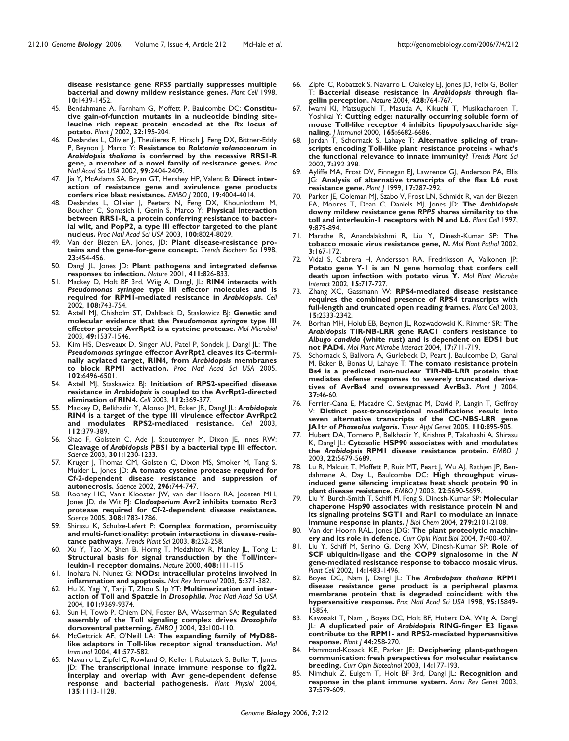**disease resistance gene *RPS5* partially suppresses multiple bacterial and downy mildew resistance genes.** *Plant Cell* 1998, **10:**1439-1452.

45. Bendahmane A, Farnham G, Moffett P, Baulcombe DC: **Constitutive gain-of-function mutants in a nucleotide binding site-leucine rich repeat protein encoded at the Rx locus of potato.** *Plant J* 2002, **32:**195-204.
46. Deslandes L, Olivier J, Theulieres F, Hirsch J, Feng DX, Bittner-Eddy P, Beynon J, Marco Y: **Resistance to *Ralstonia solanacearum* in *Arabidopsis thaliana* is conferred by the recessive RRS1-R gene, a member of a novel family of resistance genes.** *Proc Natl Acad Sci USA* 2002, **99:**2404-2409.
47. Jia Y, McAdams SA, Bryan GT, Hershey HP, Valent B: **Direct interaction of resistance gene and avirulence gene products confers rice blast resistance.** *EMBO J* 2000, **19:**4004-4014.
48. Deslandes L, Olivier J, Peeters N, Feng DX, Khounlotham M, Boucher C, Somssich I, Genin S, Marco Y: **Physical interaction between RRS1-R, a protein conferring resistance to bacterial wilt, and PopP2, a type III effector targeted to the plant nucleus.** *Proc Natl Acad Sci USA* 2003, **100:**8024-8029.
49. Van der Biezen EA, Jones, JD: **Plant disease-resistance proteins and the gene-for-gene concept.** *Trends Biochem Sci* 1998, **23:**454-456.
50. Dangl JL, Jones JD: **Plant pathogens and integrated defense responses to infection.** *Nature* 2001, **411:**826-833.
51. Mackey D, Holt BF 3rd, Wiig A, Dangl, JL: **RIN4 interacts with *Pseudomonas syringae* type III effector molecules and is required for RPM1-mediated resistance in *Arabidopsis*.** *Cell* 2002, **108:**743-754.
52. Axtell MJ, Chisholm ST, Dahlbeck D, Staskawicz BJ: **Genetic and molecular evidence that the *Pseudomonas syringae* type III effector protein AvrRpt2 is a cysteine protease.** *Mol Microbiol* 2003, **49:**1537-1546.
53. Kim HS, Desveaux D, Singer AU, Patel P, Sondek J, Dangl JL: **The *Pseudomonas syringae* effector AvrRpt2 cleaves its C-terminally acylated target, RIN4, from *Arabidopsis* membranes to block RPM1 activation.** *Proc Natl Acad Sci USA* 2005, **102:**6496-6501.
54. Axtell MJ, Staskawicz BJ: **Initiation of RPS2-specified disease resistance in *Arabidopsis* is coupled to the AvrRpt2-directed elimination of RIN4.** *Cell* 2003, **112:**369-377.
55. Mackey D, Belkhadir Y, Alonso JM, Ecker JR, Dangl JL: ***Arabidopsis* RIN4 is a target of the type III virulence effector AvrRpt2 and modulates RPS2-mediated resistance.** *Cell* 2003, **112:**379-389.
56. Shao F, Golstein C, Ade J, Stoutemyer M, Dixon JE, Innes RW: **Cleavage of *Arabidopsis* PBS1 by a bacterial type III effector.** *Science* 2003, **301:**1230-1233.
57. Kruger J, Thomas CM, Golstein C, Dixon MS, Smoker M, Tang S, Mulder L, Jones JD: **A tomato cysteine protease required for Cf-2-dependent disease resistance and suppression of autonecrosis.** *Science* 2002, **296:**744-747.
58. Rooney HC, Van't Klooster JW, van der Hoorn RA, Joosten MH, Jones JD, de Wit PJ: ***Cladosporium* Avr2 inhibits tomato Rcr3 protease required for Cf-2-dependent disease resistance.** *Science* 2005, **308:**1783-1786.
59. Shirasu K, Schulze-Lefert P: **Complex formation, promiscuity and multi-functionality: protein interactions in disease-resistance pathways.** *Trends Plant Sci* 2003, **8:**252-258.
60. Xu Y, Tao X, Shen B, Horng T, Medzhitov R, Manley JL, Tong L: **Structural basis for signal transduction by the Toll/interleukin-1 receptor domains.** *Nature* 2000, **408:**111-115.
61. Inohara N, Nunez G: **NODs: intracellular proteins involved in inflammation and apoptosis.** *Nat Rev Immunol* 2003, **5:**371-382.
62. Hu X, Yagi Y, Tanji T, Zhou S, Ip YT: **Multimerization and interaction of Toll and Spatzle in *Drosophila*.** *Proc Natl Acad Sci USA* 2004, **101:**9369-9374.
63. Sun H, Towb P, Chiem DN, Foster BA, Wasserman SA: **Regulated assembly of the Toll signaling complex drives *Drosophila* dorsoventral patterning.** *EMBO J* 2004, **23:**100-110.
64. McGettrick AF, O'Neill LA: **The expanding family of MyD88-like adaptors in Toll-like receptor signal transduction.** *Mol Immunol* 2004, **41:**577-582.
65. Navarro L, Zipfel C, Rowland O, Keller I, Robatzek S, Boller T, Jones JD: **The transcriptional innate immune response to flg22. Interplay and overlap with Avr gene-dependent defense response and bacterial pathogenesis.** *Plant Physiol* 2004, **135:**1113-1128.
66. Zipfel C, Robatzek S, Navarro L, Oakeley EJ, Jones JD, Felix G, Boller T: **Bacterial disease resistance in *Arabidopsis* through flagellin perception.** *Nature* 2004, **428:**764-767.
67. Iwami KI, Matsuguchi T, Masuda A, Kikuchi T, Musikacharoen T, Yoshikai Y: **Cutting edge: naturally occurring soluble form of mouse Toll-like receptor 4 inhibits lipopolysaccharide signaling.** *J Immunol* 2000, **165:**6682-6686.
68. Jordan T, Schornack S, Lahaye T: **Alternative splicing of transcripts encoding Toll-like plant resistance proteins - what's the functional relevance to innate immunity?** *Trends Plant Sci* 2002, **7:**392-398.
69. Ayliffe MA, Frost DV, Finnegan EJ, Lawrence GJ, Anderson PA, Ellis JG: **Analysis of alternative transcripts of the flax L6 rust resistance gene.** *Plant J* 1999, **17:**287-292.
70. Parker JE, Coleman MJ, Szabo V, Frost LN, Schmidt R, van der Biezen EA, Moores T, Dean C, Daniels MJ, Jones JD: **The *Arabidopsis* downy mildew resistance gene *RPP5* shares similarity to the toll and interleukin-1 receptors with N and L6.** *Plant Cell* 1997, **9:**879-894.
71. Marathe R, Anandalakshmi R, Liu Y, Dinesh-Kumar SP: **The tobacco mosaic virus resistance gene, *N*.** *Mol Plant Pathol* 2002, **3:**167-172.
72. Vidal S, Cabrera H, Andersson RA, Fredriksson A, Valkonen JP: **Potato gene Y-1 is an N gene homolog that confers cell death upon infection with potato virus Y.** *Mol Plant Microbe Interact* 2002, **15:**717-727.
73. Zhang XC, Gassmann W: **RPS4-mediated disease resistance requires the combined presence of RPS4 transcripts with full-length and truncated open reading frames.** *Plant Cell* 2003, **15:**2333-2342.
74. Borhan MH, Holub EB, Beynon JL, Rozwadowski K, Rimmer SR: **The *Arabidopsis* TIR-NB-LRR gene RAC1 confers resistance to *Albugo candida* (white rust) and is dependent on EDS1 but not PAD4.** *Mol Plant Microbe Interact* 2004, **17:**711-719.
75. Schornack S, Ballvora A, Gurlebeck D, Peart J, Baulcombe D, Ganal M, Baker B, Bonas U, Lahaye T: **The tomato resistance protein Bs4 is a predicted non-nuclear TIR-NB-LRR protein that mediates defense responses to severely truncated derivatives of AvrBs4 and overexpressed AvrBs3.** *Plant J* 2004, **37:**46-60.
76. Ferrier-Cana E, Macadre C, Sevignac M, David P, Langin T, Geffroy V: **Distinct post-transcriptional modifications result into seven alternative transcripts of the CC-NBS-LRR gene JA1tr of *Phaseolus vulgaris*.** *Theor Appl Genet* 2005, **110:**895-905.
77. Hubert DA, Tornero P, Belkhadir Y, Krishna P, Takahashi A, Shirasu K, Dangl JL: **Cytosolic HSP90 associates with and modulates the *Arabidopsis* RPM1 disease resistance protein.** *EMBO J* 2003, **22:**5679-5689.
78. Lu R, Malcuit T, Moffett P, Ruiz MT, Peart J, Wu AJ, Rathjen JP, Bendahmane A, Day L, Baulcombe DC: **High throughput virus-induced gene silencing implicates heat shock protein 90 in plant disease resistance.** *EMBO J* 2003, **22:**5690-5699.
79. Liu Y, Burch-Smith T, Schiff M, Feng S, Dinesh-Kumar SP: **Molecular chaperone Hsp90 associates with resistance protein N and its signaling proteins SGT1 and Rar1 to modulate an innate immune response in plants.** *J Biol Chem* 2004, **279:**2101-2108.
80. Van der Hoorn RAL, Jones JDG: **The plant proteolytic machinery and its role in defence.** *Curr Opin Plant Biol* 2004, **7:**400-407.
81. Liu Y, Schiff M, Serino G, Deng XW, Dinesh-Kumar SP: **Role of SCF ubiquitin-ligase and the COP9 signalosome in the *N* gene-mediated resistance response to tobacco mosaic virus.** *Plant Cell* 2002, **14:**1483-1496.
82. Boyes DC, Nam J, Dangl JL: **The *Arabidopsis thaliana* RPM1 disease resistance gene product is a peripheral plasma membrane protein that is degraded coincident with the hypersensitive response.** *Proc Natl Acad Sci USA* 1998, **95:**15849-15854.
83. Kawasaki T, Nam J, Boyes DC, Holt BF, Hubert DA, Wiig A, Dangl JL: **A duplicated pair of *Arabidopsis* RING-finger E3 ligase contribute to the RPM1- and RPS2-mediated hypersensitive response.** *Plant J* **44:**258-270.
84. Hammond-Kosack KE, Parker JE: **Deciphering plant-pathogen communication: fresh perspectives for molecular resistance breeding.** *Curr Opin Biotechnol* 2003, **14:**177-193.
85. Nimchuk Z, Eulgem T, Holt BF 3rd, Dangl JL: **Recognition and response in the plant immune system.** *Annu Rev Genet* 2003, **37:**579-609.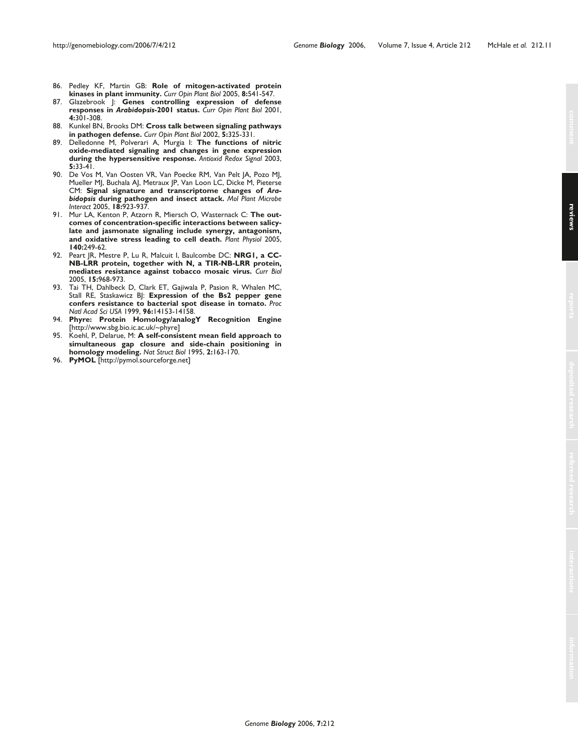86. Pedley KF, Martin GB: **Role of mitogen-activated protein kinases in plant immunity.** *Curr Opin Plant Biol* 2005, **8:**541-547.
87. Glazebrook J: **Genes controlling expression of defense responses in *Arabidopsis*-2001 status.** *Curr Opin Plant Biol* 2001, **4:**301-308.
88. Kunkel BN, Brooks DM: **Cross talk between signaling pathways in pathogen defense.** *Curr Opin Plant Biol* 2002, **5:**325-331.
89. Delledonne M, Polverari A, Murgia I: **The functions of nitric oxide-mediated signaling and changes in gene expression during the hypersensitive response.** *Antioxid Redox Signal* 2003, **5:**33-41.
90. De Vos M, Van Oosten VR, Van Poecke RM, Van Pelt JA, Pozo MJ, Mueller MJ, Buchala AJ, Metraux JP, Van Loon LC, Dicke M, Pieterse CM: **Signal signature and transcriptome changes of *Arabidopsis* during pathogen and insect attack.** *Mol Plant Microbe Interact* 2005, **18:**923-937.
91. Mur LA, Kenton P, Atzorn R, Miersch O, Wasternack C: **The outcomes of concentration-specific interactions between salicylate and jasmonate signaling include synergy, antagonism, and oxidative stress leading to cell death.** *Plant Physiol* 2005, **140:**249-62.
92. Peart JR, Mestre P, Lu R, Malcuit I, Baulcombe DC: **NRG1, a CC-NB-LRR protein, together with N, a TIR-NB-LRR protein, mediates resistance against tobacco mosaic virus.** *Curr Biol* 2005, **15:**968-973.
93. Tai TH, Dahlbeck D, Clark ET, Gajiwala P, Pasion R, Whalen MC, Stall RE, Staskawicz BJ: **Expression of the Bs2 pepper gene confers resistance to bacterial spot disease in tomato.** *Proc Natl Acad Sci USA* 1999, **96:**14153-14158.
94. **Phyre: Protein Homology/analogY Recognition Engine** [http://www.sbg.bio.ic.ac.uk/~phyre]
95. Koehl, P, Delarue, M: **A self-consistent mean field approach to simultaneous gap closure and side-chain positioning in homology modeling.** *Nat Struct Biol* 1995, **2:**163-170.
96. **PyMOL** [http://pymol.sourceforge.net]